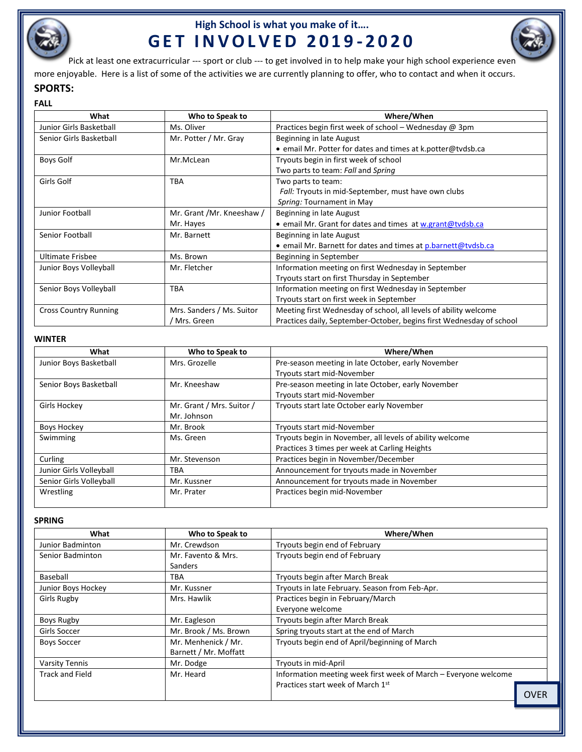## High School is what you make of it….

# GET INVOLVED 2019-2020

Pick at least one extracurricular --- sport or club --- to get involved in to help make your high school experience even more enjoyable. Here is a list of some of the activities we are currently planning to offer, who to contact and when it occurs.

## SPORTS:

### FALL

| What | Who to Speak to | Where/When |
|---|---|---|
| Junior Girls Basketball | Ms. Oliver | Practices begin first week of school – Wednesday @ 3pm |
| Senior Girls Basketball | Mr. Potter / Mr. Gray | Beginning in late August<br>• email Mr. Potter for dates and times at k.potter@tvdsb.ca |
| Boys Golf | Mr.McLean | Tryouts begin in first week of school<br>Two parts to team: *Fall* and *Spring* |
| Girls Golf | TBA | Two parts to team:<br>*Fall:* Tryouts in mid-September, must have own clubs<br>*Spring:* Tournament in May |
| Junior Football | Mr. Grant /Mr. Kneeshaw / Mr. Hayes | Beginning in late August<br>• email Mr. Grant for dates and times at w.grant@tvdsb.ca |
| Senior Football | Mr. Barnett | Beginning in late August<br>• email Mr. Barnett for dates and times at p.barnett@tvdsb.ca |
| Ultimate Frisbee | Ms. Brown | Beginning in September |
| Junior Boys Volleyball | Mr. Fletcher | Information meeting on first Wednesday in September<br>Tryouts start on first Thursday in September |
| Senior Boys Volleyball | TBA | Information meeting on first Wednesday in September<br>Tryouts start on first week in September |
| Cross Country Running | Mrs. Sanders / Ms. Suitor / Mrs. Green | Meeting first Wednesday of school, all levels of ability welcome<br>Practices daily, September-October, begins first Wednesday of school |

### WINTER

| What | Who to Speak to | Where/When |
|---|---|---|
| Junior Boys Basketball | Mrs. Grozelle | Pre-season meeting in late October, early November<br>Tryouts start mid-November |
| Senior Boys Basketball | Mr. Kneeshaw | Pre-season meeting in late October, early November<br>Tryouts start mid-November |
| Girls Hockey | Mr. Grant / Mrs. Suitor / Mr. Johnson | Tryouts start late October early November |
| Boys Hockey | Mr. Brook | Tryouts start mid-November |
| Swimming | Ms. Green | Tryouts begin in November, all levels of ability welcome<br>Practices 3 times per week at Carling Heights |
| Curling | Mr. Stevenson | Practices begin in November/December |
| Junior Girls Volleyball | TBA | Announcement for tryouts made in November |
| Senior Girls Volleyball | Mr. Kussner | Announcement for tryouts made in November |
| Wrestling | Mr. Prater | Practices begin mid-November |

### SPRING

| What | Who to Speak to | Where/When |
|---|---|---|
| Junior Badminton | Mr. Crewdson | Tryouts begin end of February |
| Senior Badminton | Mr. Favento & Mrs. Sanders | Tryouts begin end of February |
| Baseball | TBA | Tryouts begin after March Break |
| Junior Boys Hockey | Mr. Kussner | Tryouts in late February. Season from Feb-Apr. |
| Girls Rugby | Mrs. Hawlik | Practices begin in February/March<br>Everyone welcome |
| Boys Rugby | Mr. Eagleson | Tryouts begin after March Break |
| Girls Soccer | Mr. Brook / Ms. Brown | Spring tryouts start at the end of March |
| Boys Soccer | Mr. Menhenick / Mr. Barnett / Mr. Moffatt | Tryouts begin end of April/beginning of March |
| Varsity Tennis | Mr. Dodge | Tryouts in mid-April |
| Track and Field | Mr. Heard | Information meeting week first week of March – Everyone welcome<br>Practices start week of March 1st |

OVER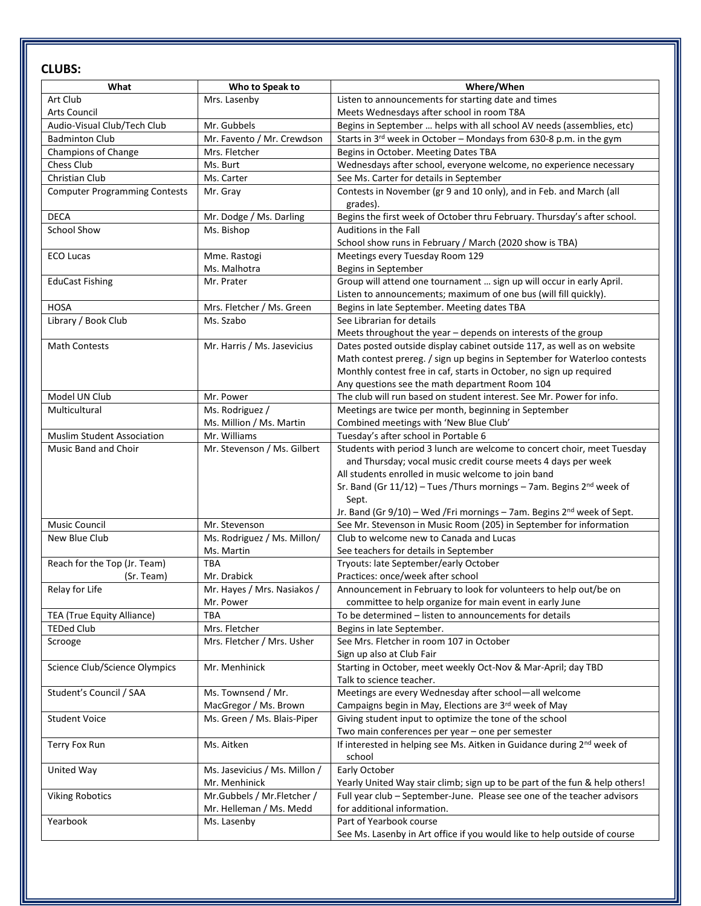**CLUBS:**

| What | Who to Speak to | Where/When |
|---|---|---|
| Art Club<br>Arts Council | Mrs. Lasenby | Listen to announcements for starting date and times<br>Meets Wednesdays after school in room T8A |
| Audio-Visual Club/Tech Club | Mr. Gubbels | Begins in September … helps with all school AV needs (assemblies, etc) |
| Badminton Club | Mr. Favento / Mr. Crewdson | Starts in 3rd week in October – Mondays from 630-8 p.m. in the gym |
| Champions of Change | Mrs. Fletcher | Begins in October. Meeting Dates TBA |
| Chess Club | Ms. Burt | Wednesdays after school, everyone welcome, no experience necessary |
| Christian Club | Ms. Carter | See Ms. Carter for details in September |
| Computer Programming Contests | Mr. Gray | Contests in November (gr 9 and 10 only), and in Feb. and March (all grades). |
| DECA | Mr. Dodge / Ms. Darling | Begins the first week of October thru February. Thursday's after school. |
| School Show | Ms. Bishop | Auditions in the Fall<br>School show runs in February / March (2020 show is TBA) |
| ECO Lucas | Mme. Rastogi<br>Ms. Malhotra | Meetings every Tuesday Room 129<br>Begins in September |
| EduCast Fishing | Mr. Prater | Group will attend one tournament … sign up will occur in early April.<br>Listen to announcements; maximum of one bus (will fill quickly). |
| HOSA | Mrs. Fletcher / Ms. Green | Begins in late September. Meeting dates TBA |
| Library / Book Club | Ms. Szabo | See Librarian for details<br>Meets throughout the year – depends on interests of the group |
| Math Contests | Mr. Harris / Ms. Jasevicius | Dates posted outside display cabinet outside 117, as well as on website<br>Math contest prereg. / sign up begins in September for Waterloo contests<br>Monthly contest free in caf, starts in October, no sign up required<br>Any questions see the math department Room 104 |
| Model UN Club | Mr. Power | The club will run based on student interest. See Mr. Power for info. |
| Multicultural | Ms. Rodriguez /<br>Ms. Million / Ms. Martin | Meetings are twice per month, beginning in September<br>Combined meetings with 'New Blue Club' |
| Muslim Student Association | Mr. Williams | Tuesday's after school in Portable 6 |
| Music Band and Choir | Mr. Stevenson / Ms. Gilbert | Students with period 3 lunch are welcome to concert choir, meet Tuesday and Thursday; vocal music credit course meets 4 days per week<br>All students enrolled in music welcome to join band<br>Sr. Band (Gr 11/12) – Tues /Thurs mornings – 7am. Begins 2nd week of Sept.<br>Jr. Band (Gr 9/10) – Wed /Fri mornings – 7am. Begins 2nd week of Sept. |
| Music Council | Mr. Stevenson | See Mr. Stevenson in Music Room (205) in September for information |
| New Blue Club | Ms. Rodriguez / Ms. Millon/<br>Ms. Martin | Club to welcome new to Canada and Lucas<br>See teachers for details in September |
| Reach for the Top (Jr. Team)<br>(Sr. Team) | TBA<br>Mr. Drabick | Tryouts: late September/early October<br>Practices: once/week after school |
| Relay for Life | Mr. Hayes / Mrs. Nasiakos /<br>Mr. Power | Announcement in February to look for volunteers to help out/be on committee to help organize for main event in early June |
| TEA (True Equity Alliance) | TBA | To be determined – listen to announcements for details |
| TEDed Club | Mrs. Fletcher | Begins in late September. |
| Scrooge | Mrs. Fletcher / Mrs. Usher | See Mrs. Fletcher in room 107 in October<br>Sign up also at Club Fair |
| Science Club/Science Olympics | Mr. Menhinick | Starting in October, meet weekly Oct-Nov & Mar-April; day TBD<br>Talk to science teacher. |
| Student's Council / SAA | Ms. Townsend / Mr.<br>MacGregor / Ms. Brown | Meetings are every Wednesday after school—all welcome<br>Campaigns begin in May, Elections are 3rd week of May |
| Student Voice | Ms. Green / Ms. Blais-Piper | Giving student input to optimize the tone of the school<br>Two main conferences per year – one per semester |
| Terry Fox Run | Ms. Aitken | If interested in helping see Ms. Aitken in Guidance during 2nd week of school |
| United Way | Ms. Jasevicius / Ms. Millon /<br>Mr. Menhinick | Early October<br>Yearly United Way stair climb; sign up to be part of the fun & help others! |
| Viking Robotics | Mr.Gubbels / Mr.Fletcher /<br>Mr. Helleman / Ms. Medd | Full year club – September-June. Please see one of the teacher advisors for additional information. |
| Yearbook | Ms. Lasenby | Part of Yearbook course<br>See Ms. Lasenby in Art office if you would like to help outside of course |